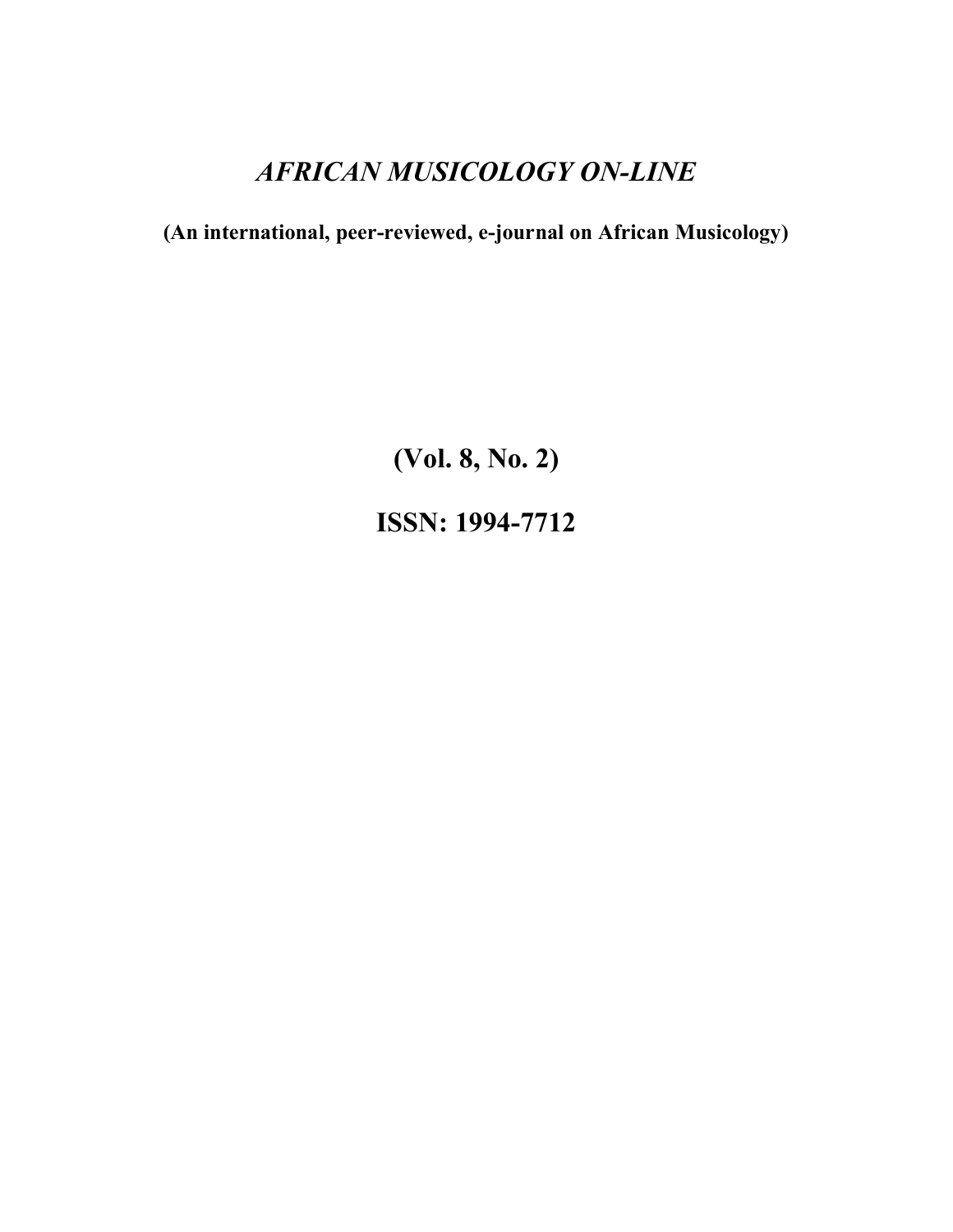# *AFRICAN MUSICOLOGY ON-LINE*

**(An international, peer-reviewed, e-journal on African Musicology)**

## (Vol. 8, No. 2)

## ISSN: 1994-7712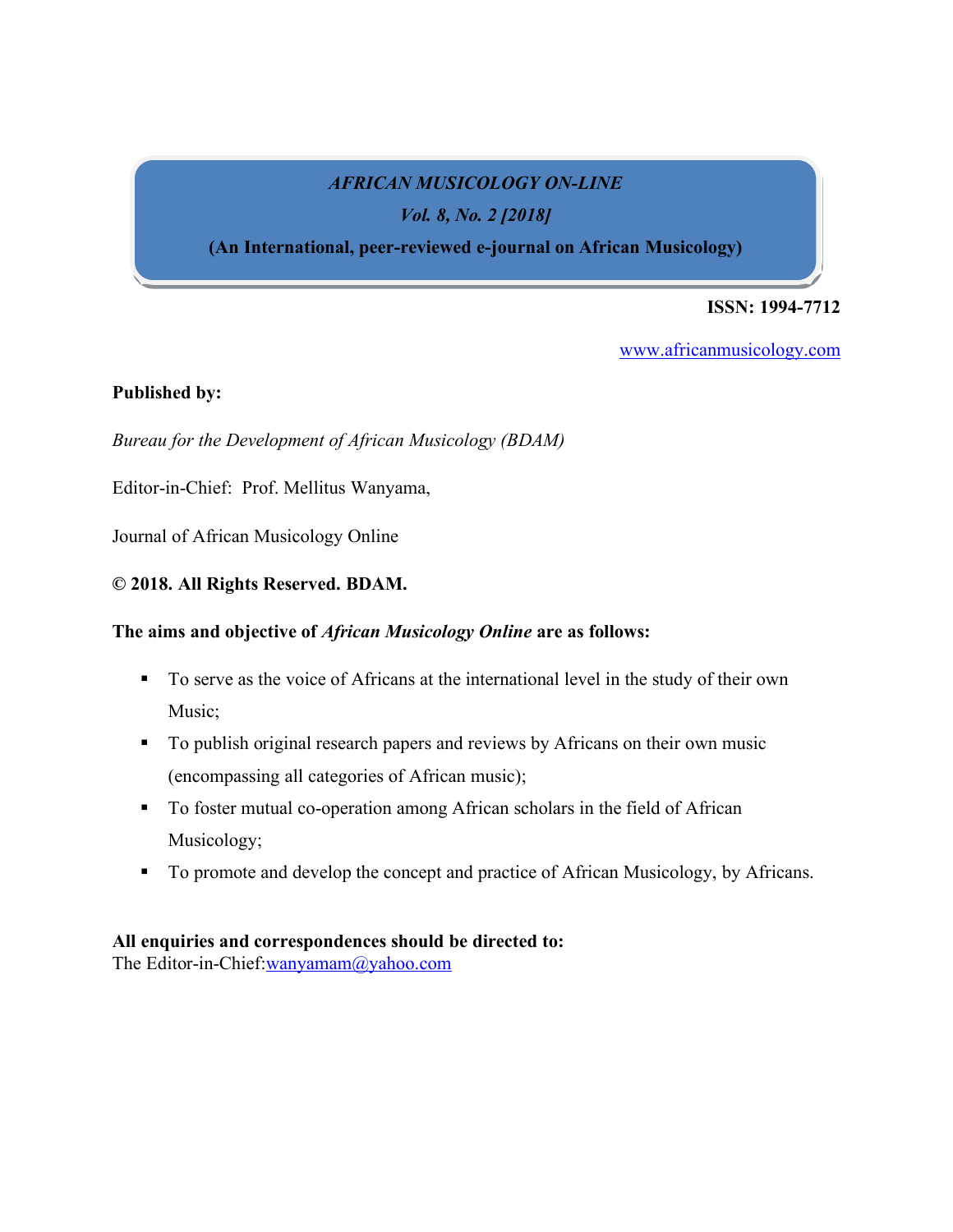***AFRICAN MUSICOLOGY ON-LINE***

***Vol. 8, No. 2 [2018]***

**(An International, peer-reviewed e-journal on African Musicology)**

**ISSN: 1994-7712**

www.africanmusicology.com

**Published by:**

*Bureau for the Development of African Musicology (BDAM)*

Editor-in-Chief: Prof. Mellitus Wanyama,

Journal of African Musicology Online

**© 2018. All Rights Reserved. BDAM.**

**The aims and objective of *African Musicology Online* are as follows:**

- To serve as the voice of Africans at the international level in the study of their own Music;
- To publish original research papers and reviews by Africans on their own music (encompassing all categories of African music);
- To foster mutual co-operation among African scholars in the field of African Musicology;
- To promote and develop the concept and practice of African Musicology, by Africans.

**All enquiries and correspondences should be directed to:**
The Editor-in-Chief:wanyamam@yahoo.com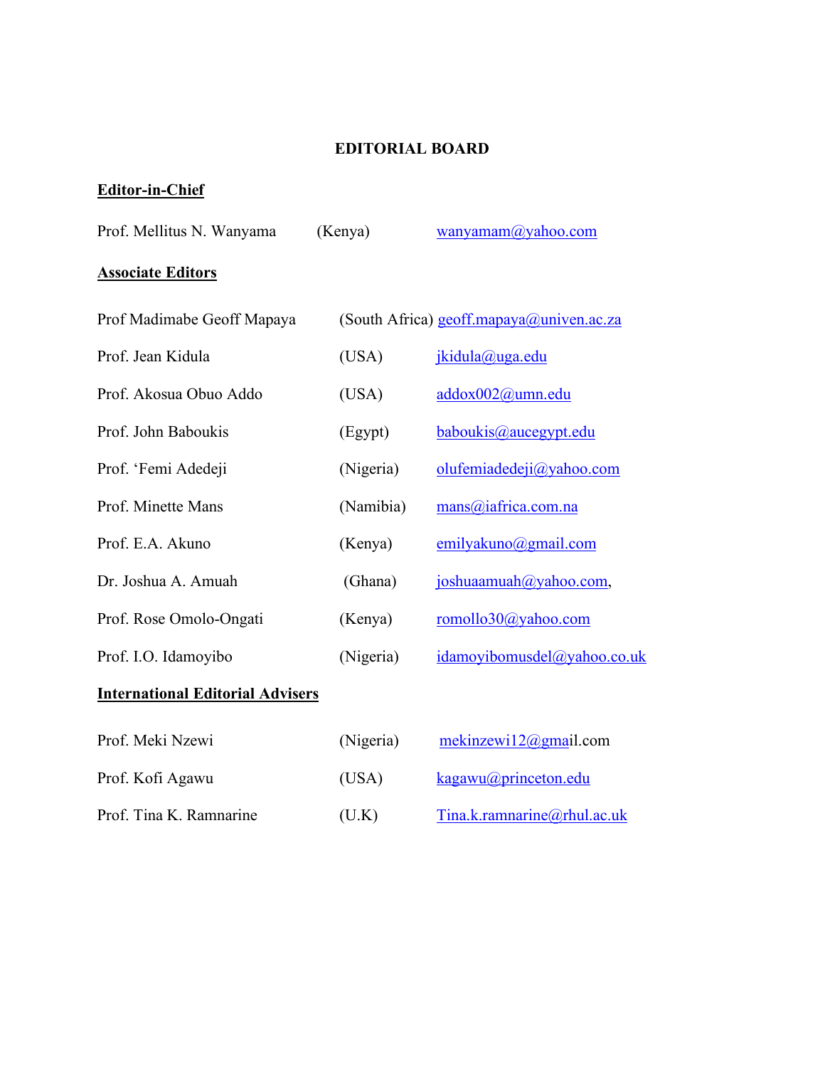# EDITORIAL BOARD

## Editor-in-Chief

| | | |
|---|---|---|
| Prof. Mellitus N. Wanyama | (Kenya) | wanyamam@yahoo.com |

## Associate Editors

| | | |
|---|---|---|
| Prof Madimabe Geoff Mapaya | (South Africa) | geoff.mapaya@univen.ac.za |
| Prof. Jean Kidula | (USA) | jkidula@uga.edu |
| Prof. Akosua Obuo Addo | (USA) | addox002@umn.edu |
| Prof. John Baboukis | (Egypt) | baboukis@aucegypt.edu |
| Prof. 'Femi Adedeji | (Nigeria) | olufemiadedeji@yahoo.com |
| Prof. Minette Mans | (Namibia) | mans@iafrica.com.na |
| Prof. E.A. Akuno | (Kenya) | emilyakuno@gmail.com |
| Dr. Joshua A. Amuah | (Ghana) | joshuaamuah@yahoo.com, |
| Prof. Rose Omolo-Ongati | (Kenya) | romollo30@yahoo.com |
| Prof. I.O. Idamoyibo | (Nigeria) | idamoyibomusdel@yahoo.co.uk |

## International Editorial Advisers

| | | |
|---|---|---|
| Prof. Meki Nzewi | (Nigeria) | mekinzewi12@gmail.com |
| Prof. Kofi Agawu | (USA) | kagawu@princeton.edu |
| Prof. Tina K. Ramnarine | (U.K) | Tina.k.ramnarine@rhul.ac.uk |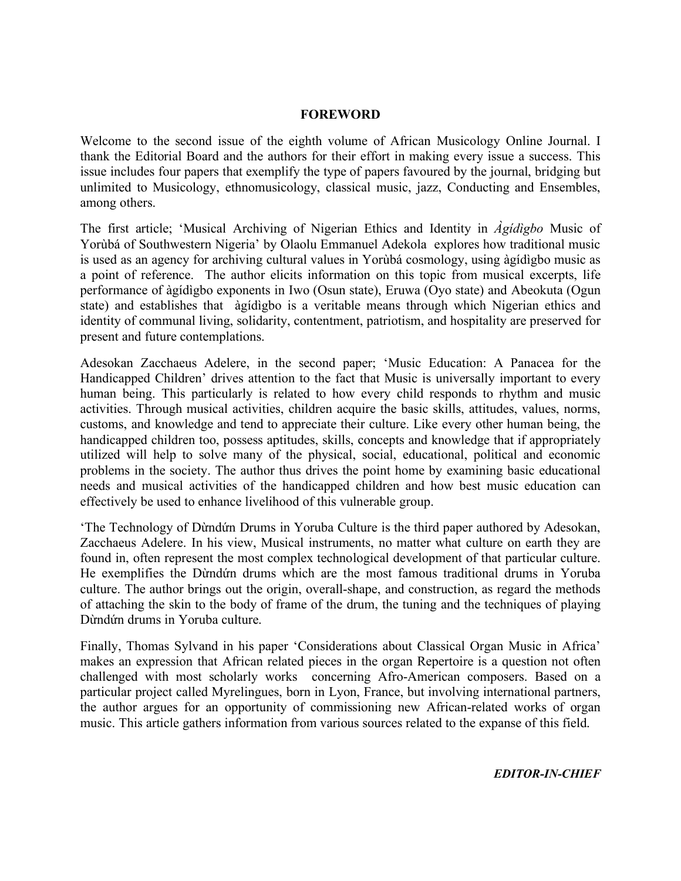# FOREWORD

Welcome to the second issue of the eighth volume of African Musicology Online Journal. I thank the Editorial Board and the authors for their effort in making every issue a success. This issue includes four papers that exemplify the type of papers favoured by the journal, bridging but unlimited to Musicology, ethnomusicology, classical music, jazz, Conducting and Ensembles, among others.

The first article; 'Musical Archiving of Nigerian Ethics and Identity in *Àgídìgbo* Music of Yorùbá of Southwestern Nigeria' by Olaolu Emmanuel Adekola explores how traditional music is used as an agency for archiving cultural values in Yorùbá cosmology, using àgídìgbo music as a point of reference. The author elicits information on this topic from musical excerpts, life performance of àgídìgbo exponents in Iwo (Osun state), Eruwa (Oyo state) and Abeokuta (Ogun state) and establishes that àgídìgbo is a veritable means through which Nigerian ethics and identity of communal living, solidarity, contentment, patriotism, and hospitality are preserved for present and future contemplations.

Adesokan Zacchaeus Adelere, in the second paper; 'Music Education: A Panacea for the Handicapped Children' drives attention to the fact that Music is universally important to every human being. This particularly is related to how every child responds to rhythm and music activities. Through musical activities, children acquire the basic skills, attitudes, values, norms, customs, and knowledge and tend to appreciate their culture. Like every other human being, the handicapped children too, possess aptitudes, skills, concepts and knowledge that if appropriately utilized will help to solve many of the physical, social, educational, political and economic problems in the society. The author thus drives the point home by examining basic educational needs and musical activities of the handicapped children and how best music education can effectively be used to enhance livelihood of this vulnerable group.

'The Technology of Dǹndún Drums in Yoruba Culture is the third paper authored by Adesokan, Zacchaeus Adelere. In his view, Musical instruments, no matter what culture on earth they are found in, often represent the most complex technological development of that particular culture. He exemplifies the Dǹndún drums which are the most famous traditional drums in Yoruba culture. The author brings out the origin, overall-shape, and construction, as regard the methods of attaching the skin to the body of frame of the drum, the tuning and the techniques of playing Dǹndún drums in Yoruba culture.

Finally, Thomas Sylvand in his paper 'Considerations about Classical Organ Music in Africa' makes an expression that African related pieces in the organ Repertoire is a question not often challenged with most scholarly works concerning Afro-American composers. Based on a particular project called Myrelingues, born in Lyon, France, but involving international partners, the author argues for an opportunity of commissioning new African-related works of organ music. This article gathers information from various sources related to the expanse of this field.

***EDITOR-IN-CHIEF***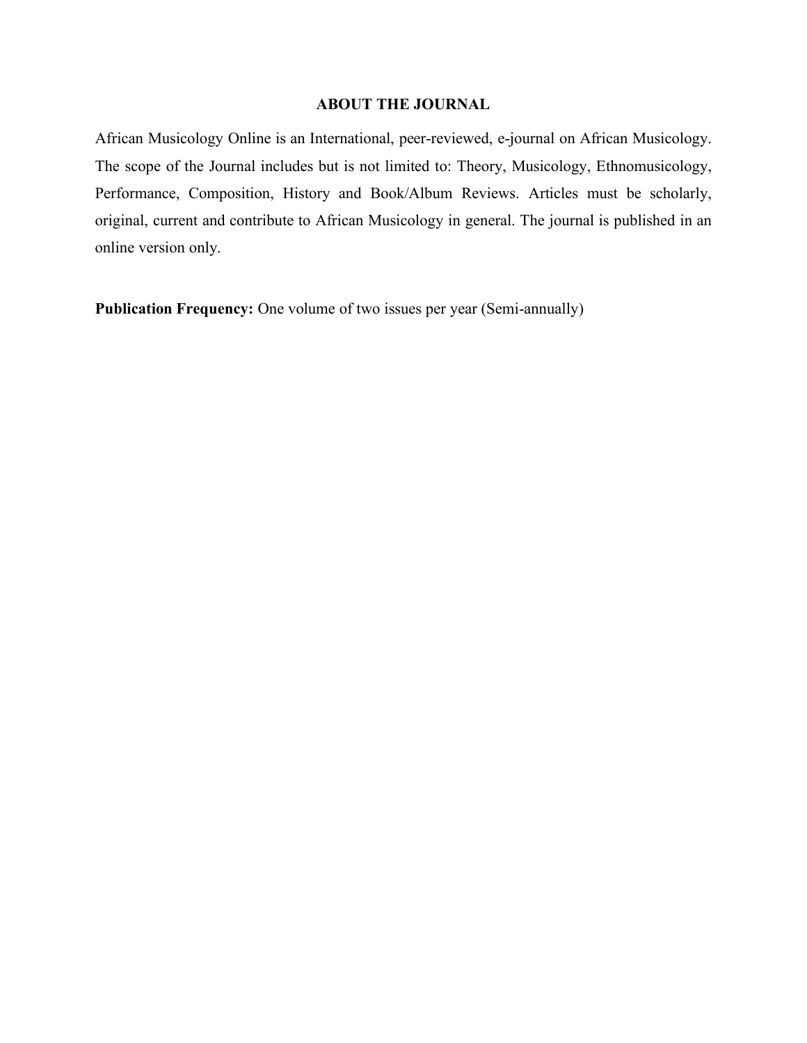## ABOUT THE JOURNAL

African Musicology Online is an International, peer-reviewed, e-journal on African Musicology. The scope of the Journal includes but is not limited to: Theory, Musicology, Ethnomusicology, Performance, Composition, History and Book/Album Reviews. Articles must be scholarly, original, current and contribute to African Musicology in general. The journal is published in an online version only.

**Publication Frequency:** One volume of two issues per year (Semi-annually)